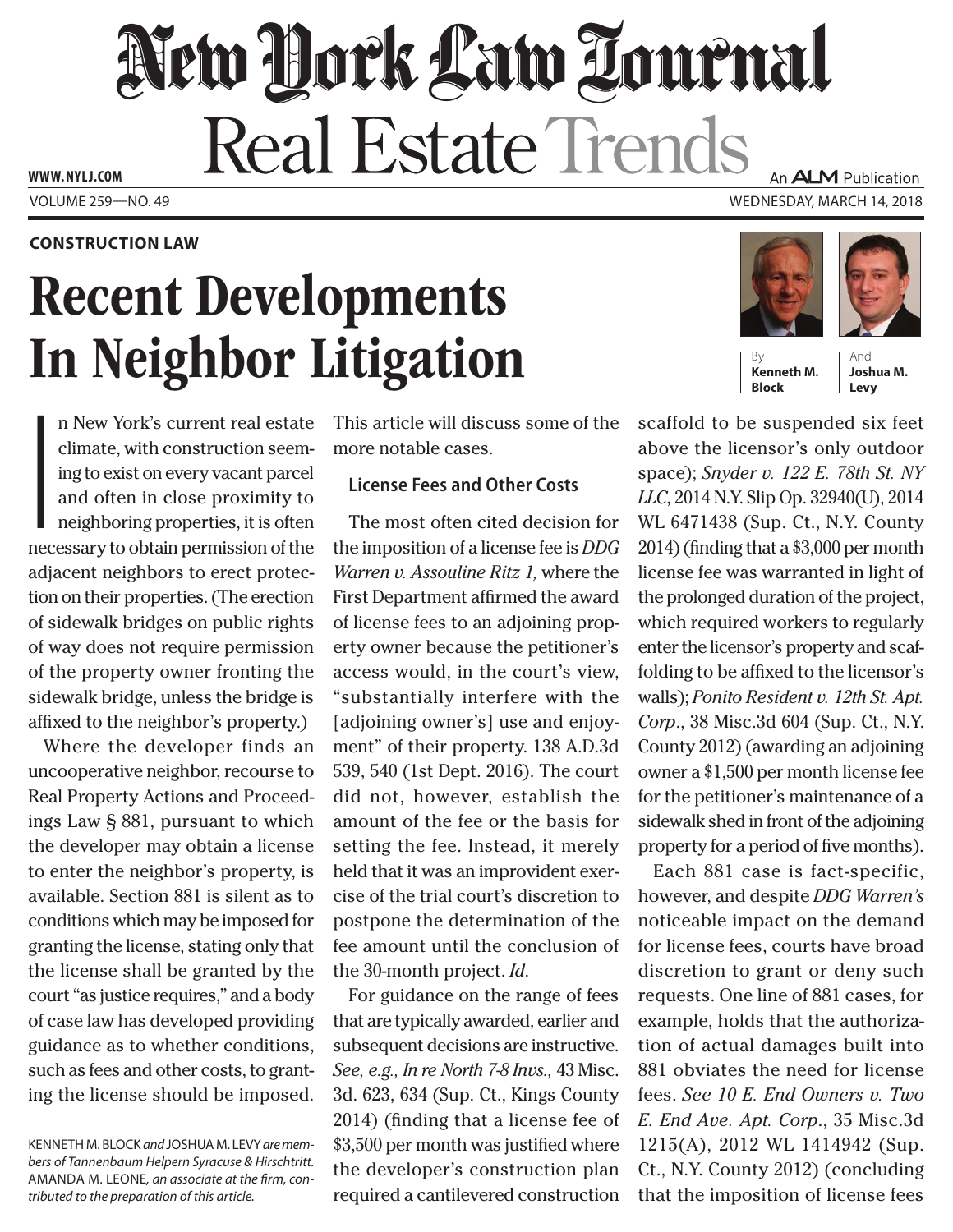# New York Law Journal

## Real Estate Trends

**CONSTRUCTION LAW**

# Recent Developments In Neighbor Litigation

By **Kenneth M. Block** And **Joshua M. Levy**

In New York's current real estate climate, with construction seeming to exist on every vacant parcel and often in close proximity to neighboring properties, it is often necessary to obtain permission of the adjacent neighbors to erect protection on their properties. (The erection of sidewalk bridges on public rights of way does not require permission of the property owner fronting the sidewalk bridge, unless the bridge is affixed to the neighbor's property.)

Where the developer finds an uncooperative neighbor, recourse to Real Property Actions and Proceedings Law § 881, pursuant to which the developer may obtain a license to enter the neighbor's property, is available. Section 881 is silent as to conditions which may be imposed for granting the license, stating only that the license shall be granted by the court "as justice requires," and a body of case law has developed providing guidance as to whether conditions, such as fees and other costs, to granting the license should be imposed. This article will discuss some of the more notable cases.

### License Fees and Other Costs

The most often cited decision for the imposition of a license fee is *DDG Warren v. Assouline Ritz 1,* where the First Department affirmed the award of license fees to an adjoining property owner because the petitioner's access would, in the court's view, "substantially interfere with the [adjoining owner's] use and enjoyment" of their property. 138 A.D.3d 539, 540 (1st Dept. 2016). The court did not, however, establish the amount of the fee or the basis for setting the fee. Instead, it merely held that it was an improvident exercise of the trial court's discretion to postpone the determination of the fee amount until the conclusion of the 30-month project. *Id.*

For guidance on the range of fees that are typically awarded, earlier and subsequent decisions are instructive. *See, e.g., In re North 7-8 Invs.,* 43 Misc. 3d. 623, 634 (Sup. Ct., Kings County 2014) (finding that a license fee of $3,500 per month was justified where the developer's construction plan required a cantilevered construction scaffold to be suspended six feet above the licensor's only outdoor space); *Snyder v. 122 E. 78th St. NY LLC*, 2014 N.Y. Slip Op. 32940(U), 2014 WL 6471438 (Sup. Ct., N.Y. County 2014) (finding that a $3,000 per month license fee was warranted in light of the prolonged duration of the project, which required workers to regularly enter the licensor's property and scaffolding to be affixed to the licensor's walls); *Ponito Resident v. 12th St. Apt. Corp*., 38 Misc.3d 604 (Sup. Ct., N.Y. County 2012) (awarding an adjoining owner a $1,500 per month license fee for the petitioner's maintenance of a sidewalk shed in front of the adjoining property for a period of five months).

Each 881 case is fact-specific, however, and despite *DDG Warren's* noticeable impact on the demand for license fees, courts have broad discretion to grant or deny such requests. One line of 881 cases, for example, holds that the authorization of actual damages built into 881 obviates the need for license fees. *See 10 E. End Owners v. Two E. End Ave. Apt. Corp*., 35 Misc.3d 1215(A), 2012 WL 1414942 (Sup. Ct., N.Y. County 2012) (concluding that the imposition of license fees

---

KENNETH M. BLOCK *and* JOSHUA M. LEVY *are members of Tannenbaum Helpern Syracuse & Hirschtritt.* AMANDA M. LEONE, *an associate at the firm, contributed to the preparation of this article.*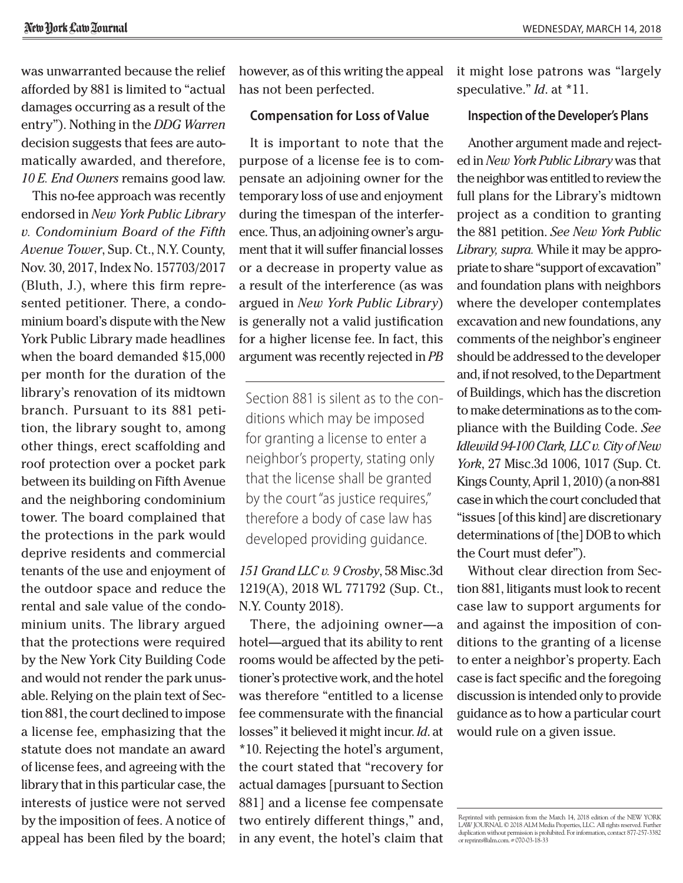was unwarranted because the relief afforded by 881 is limited to "actual damages occurring as a result of the entry"). Nothing in the *DDG Warren* decision suggests that fees are automatically awarded, and therefore, *10 E. End Owners* remains good law.

This no-fee approach was recently endorsed in *New York Public Library v. Condominium Board of the Fifth Avenue Tower*, Sup. Ct., N.Y. County, Nov. 30, 2017, Index No. 157703/2017 (Bluth, J.), where this firm represented petitioner. There, a condominium board's dispute with the New York Public Library made headlines when the board demanded $15,000 per month for the duration of the library's renovation of its midtown branch. Pursuant to its 881 petition, the library sought to, among other things, erect scaffolding and roof protection over a pocket park between its building on Fifth Avenue and the neighboring condominium tower. The board complained that the protections in the park would deprive residents and commercial tenants of the use and enjoyment of the outdoor space and reduce the rental and sale value of the condominium units. The library argued that the protections were required by the New York City Building Code and would not render the park unusable. Relying on the plain text of Section 881, the court declined to impose a license fee, emphasizing that the statute does not mandate an award of license fees, and agreeing with the library that in this particular case, the interests of justice were not served by the imposition of fees. A notice of appeal has been filed by the board; however, as of this writing the appeal has not been perfected.

### Compensation for Loss of Value

It is important to note that the purpose of a license fee is to compensate an adjoining owner for the temporary loss of use and enjoyment during the timespan of the interference. Thus, an adjoining owner's argument that it will suffer financial losses or a decrease in property value as a result of the interference (as was argued in *New York Public Library*) is generally not a valid justification for a higher license fee. In fact, this argument was recently rejected in *PB 151 Grand LLC v. 9 Crosby*, 58 Misc.3d 1219(A), 2018 WL 771792 (Sup. Ct., N.Y. County 2018).

> Section 881 is silent as to the conditions which may be imposed for granting a license to enter a neighbor's property, stating only that the license shall be granted by the court "as justice requires," therefore a body of case law has developed providing guidance.

There, the adjoining owner—a hotel—argued that its ability to rent rooms would be affected by the petitioner's protective work, and the hotel was therefore "entitled to a license fee commensurate with the financial losses" it believed it might incur. *Id*. at *10. Rejecting the hotel's argument, the court stated that "recovery for actual damages [pursuant to Section 881] and a license fee compensate two entirely different things," and, in any event, the hotel's claim that it might lose patrons was "largely speculative." *Id*. at *11.

### Inspection of the Developer's Plans

Another argument made and rejected in *New York Public Library* was that the neighbor was entitled to review the full plans for the Library's midtown project as a condition to granting the 881 petition. *See New York Public Library, supra.* While it may be appropriate to share "support of excavation" and foundation plans with neighbors where the developer contemplates excavation and new foundations, any comments of the neighbor's engineer should be addressed to the developer and, if not resolved, to the Department of Buildings, which has the discretion to make determinations as to the compliance with the Building Code. *See Idlewild 94-100 Clark, LLC v. City of New York*, 27 Misc.3d 1006, 1017 (Sup. Ct. Kings County, April 1, 2010) (a non-881 case in which the court concluded that "issues [of this kind] are discretionary determinations of [the] DOB to which the Court must defer").

Without clear direction from Section 881, litigants must look to recent case law to support arguments for and against the imposition of conditions to the granting of a license to enter a neighbor's property. Each case is fact specific and the foregoing discussion is intended only to provide guidance as to how a particular court would rule on a given issue.

Reprinted with permission from the March 14, 2018 edition of the NEW YORK LAW JOURNAL © 2018 ALM Media Properties, LLC. All rights reserved. Further duplication without permission is prohibited. For information, contact 877-257-3382 or reprints@alm.com. # 070-03-18-33